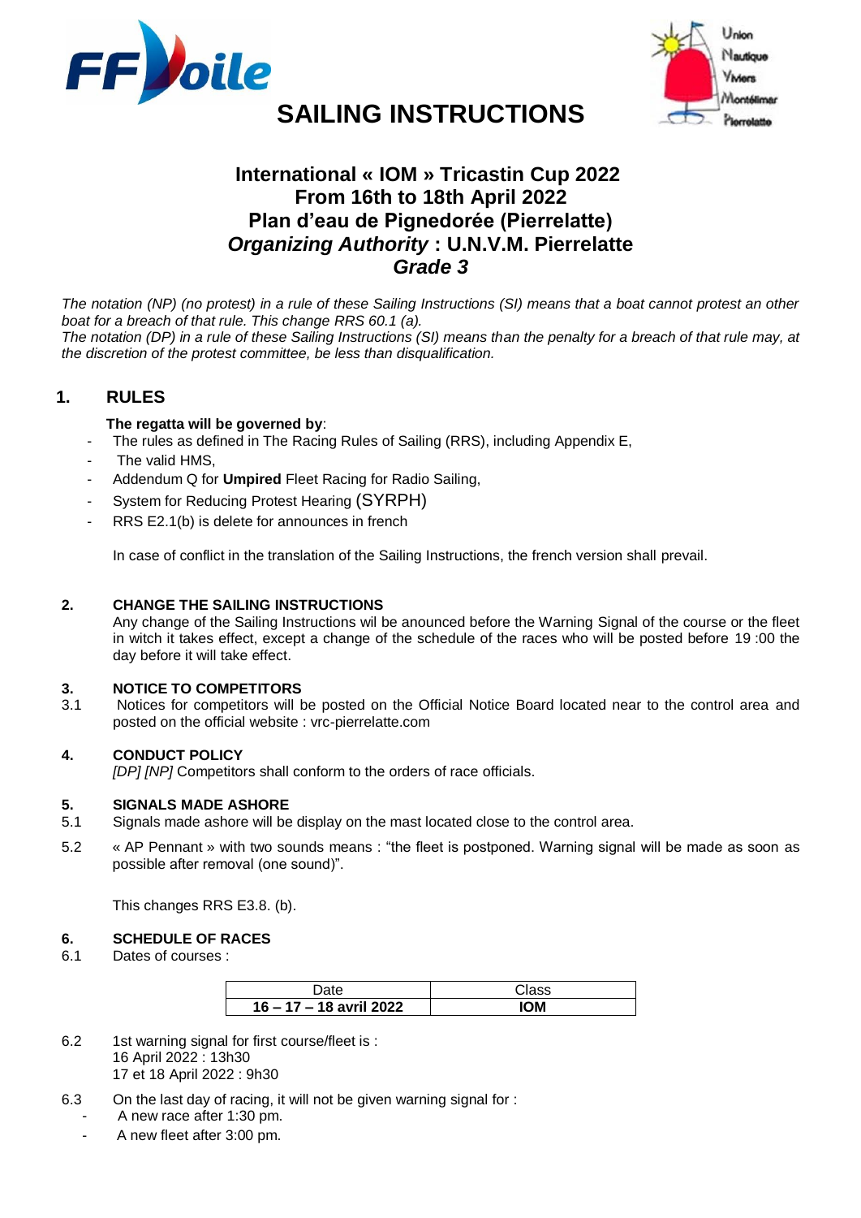# SAILING INSTRUCTIONS

## International « IOM » Tricastin Cup 2022
## From 16th to 18th April 2022
## Plan d'eau de Pignedorée (Pierrelatte)
## *Organizing Authority* : U.N.V.M. Pierrelatte
## *Grade 3*

*The notation (NP) (no protest) in a rule of these Sailing Instructions (SI) means that a boat cannot protest an other boat for a breach of that rule. This change RRS 60.1 (a).*
*The notation (DP) in a rule of these Sailing Instructions (SI) means than the penalty for a breach of that rule may, at the discretion of the protest committee, be less than disqualification.*

## 1. RULES

**The regatta will be governed by**:

- The rules as defined in The Racing Rules of Sailing (RRS), including Appendix E,
- The valid HMS,
- Addendum Q for **Umpired** Fleet Racing for Radio Sailing,
- System for Reducing Protest Hearing (SYRPH)
- RRS E2.1(b) is delete for announces in french

In case of conflict in the translation of the Sailing Instructions, the french version shall prevail.

### 2. CHANGE THE SAILING INSTRUCTIONS

Any change of the Sailing Instructions wil be anounced before the Warning Signal of the course or the fleet in witch it takes effect, except a change of the schedule of the races who will be posted before 19 :00 the day before it will take effect.

### 3. NOTICE TO COMPETITORS

3.1 Notices for competitors will be posted on the Official Notice Board located near to the control area and posted on the official website : vrc-pierrelatte.com

### 4. CONDUCT POLICY

*[DP] [NP]* Competitors shall conform to the orders of race officials.

### 5. SIGNALS MADE ASHORE

5.1 Signals made ashore will be display on the mast located close to the control area.

5.2 « AP Pennant » with two sounds means : "the fleet is postponed. Warning signal will be made as soon as possible after removal (one sound)".

This changes RRS E3.8. (b).

### 6. SCHEDULE OF RACES

6.1 Dates of courses :

| Date | Class |
|---|---|
| **16 – 17 – 18 avril 2022** | **IOM** |

6.2 1st warning signal for first course/fleet is :
16 April 2022 : 13h30
17 et 18 April 2022 : 9h30

6.3 On the last day of racing, it will not be given warning signal for :

- A new race after 1:30 pm.
- A new fleet after 3:00 pm.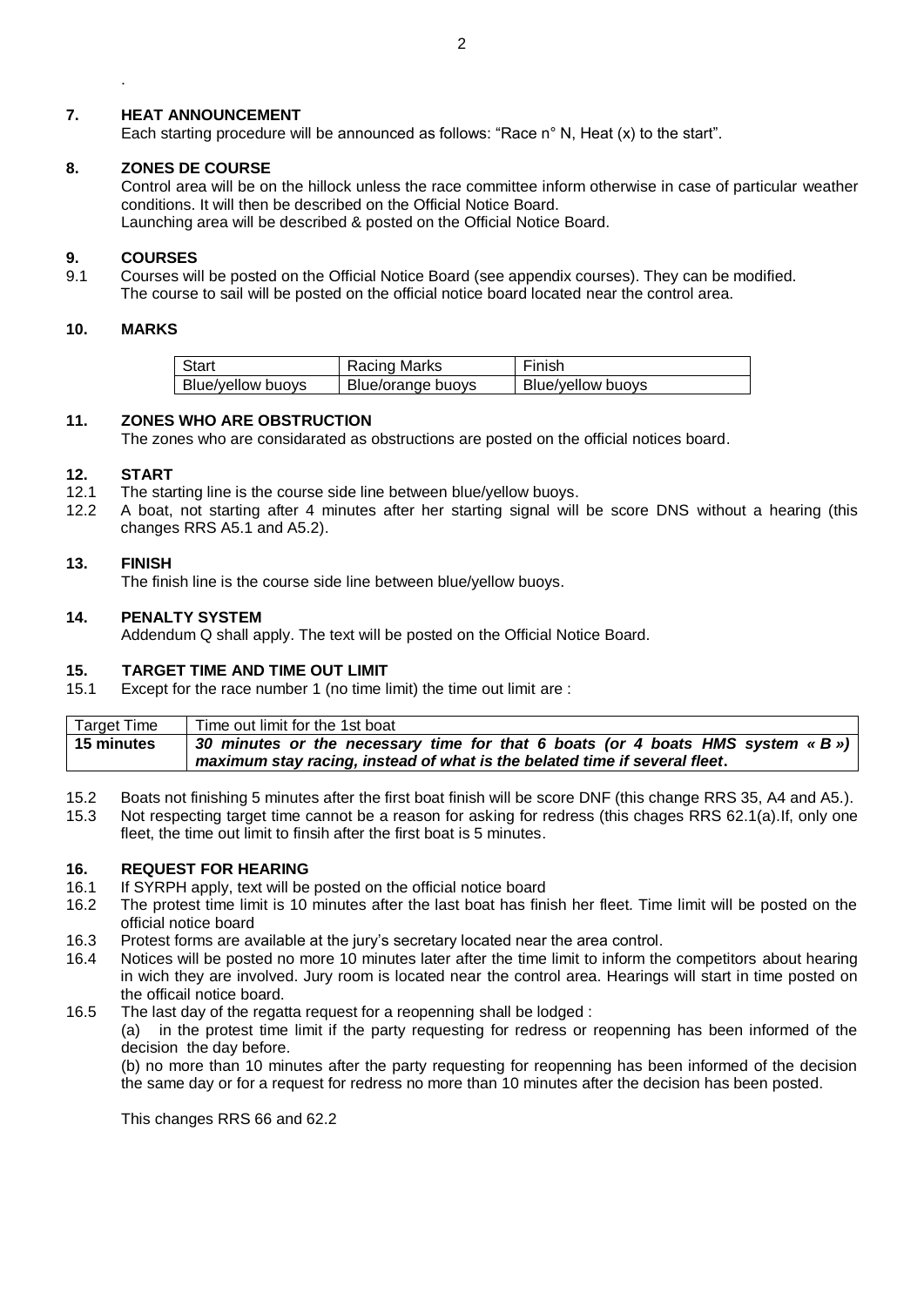.

## 7. HEAT ANNOUNCEMENT

Each starting procedure will be announced as follows: “Race n° N, Heat (x) to the start”.

## 8. ZONES DE COURSE

Control area will be on the hillock unless the race committee inform otherwise in case of particular weather conditions. It will then be described on the Official Notice Board.
Launching area will be described & posted on the Official Notice Board.

## 9. COURSES

9.1 Courses will be posted on the Official Notice Board (see appendix courses). They can be modified. The course to sail will be posted on the official notice board located near the control area.

## 10. MARKS

| Start | Racing Marks | Finish |
|---|---|---|
| Blue/yellow buoys | Blue/orange buoys | Blue/yellow buoys |

## 11. ZONES WHO ARE OBSTRUCTION

The zones who are considarated as obstructions are posted on the official notices board.

## 12. START

12.1 The starting line is the course side line between blue/yellow buoys.

12.2 A boat, not starting after 4 minutes after her starting signal will be score DNS without a hearing (this changes RRS A5.1 and A5.2).

## 13. FINISH

The finish line is the course side line between blue/yellow buoys.

## 14. PENALTY SYSTEM

Addendum Q shall apply. The text will be posted on the Official Notice Board.

## 15. TARGET TIME AND TIME OUT LIMIT

15.1 Except for the race number 1 (no time limit) the time out limit are :

| Target Time | Time out limit for the 1st boat |
|---|---|
| **15 minutes** | ***30 minutes or the necessary time for that 6 boats (or 4 boats HMS system « B ») maximum stay racing, instead of what is the belated time if several fleet.*** |

15.2 Boats not finishing 5 minutes after the first boat finish will be score DNF (this change RRS 35, A4 and A5.).

15.3 Not respecting target time cannot be a reason for asking for redress (this chages RRS 62.1(a).If, only one fleet, the time out limit to finsih after the first boat is 5 minutes.

## 16. REQUEST FOR HEARING

16.1 If SYRPH apply, text will be posted on the official notice board

16.2 The protest time limit is 10 minutes after the last boat has finish her fleet. Time limit will be posted on the official notice board

16.3 Protest forms are available at the jury’s secretary located near the area control.

16.4 Notices will be posted no more 10 minutes later after the time limit to inform the competitors about hearing in wich they are involved. Jury room is located near the control area. Hearings will start in time posted on the officail notice board.

16.5 The last day of the regatta request for a reopenning shall be lodged :

(a) in the protest time limit if the party requesting for redress or reopenning has been informed of the decision the day before.

(b) no more than 10 minutes after the party requesting for reopenning has been informed of the decision the same day or for a request for redress no more than 10 minutes after the decision has been posted.

This changes RRS 66 and 62.2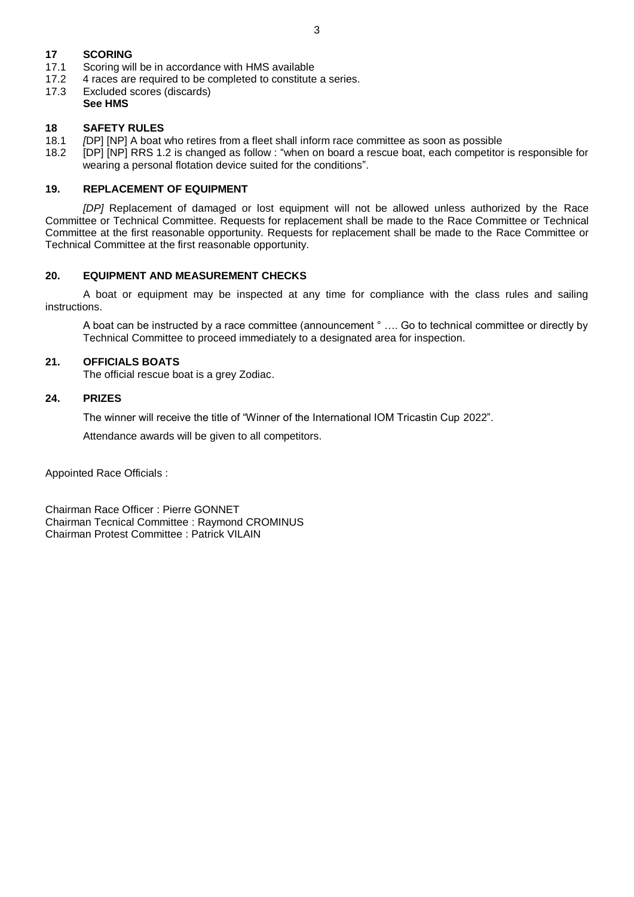## 17 SCORING

17.1 Scoring will be in accordance with HMS available

17.2 4 races are required to be completed to constitute a series.

17.3 Excluded scores (discards)

**See HMS**

## 18 SAFETY RULES

18.1 *[*DP] [NP] A boat who retires from a fleet shall inform race committee as soon as possible

18.2 [DP] [NP] RRS 1.2 is changed as follow : “when on board a rescue boat, each competitor is responsible for wearing a personal flotation device suited for the conditions”.

## 19. REPLACEMENT OF EQUIPMENT

*[DP]* Replacement of damaged or lost equipment will not be allowed unless authorized by the Race Committee or Technical Committee. Requests for replacement shall be made to the Race Committee or Technical Committee at the first reasonable opportunity. Requests for replacement shall be made to the Race Committee or Technical Committee at the first reasonable opportunity.

## 20. EQUIPMENT AND MEASUREMENT CHECKS

A boat or equipment may be inspected at any time for compliance with the class rules and sailing instructions.

A boat can be instructed by a race committee (announcement ° …. Go to technical committee or directly by Technical Committee to proceed immediately to a designated area for inspection.

## 21. OFFICIALS BOATS

The official rescue boat is a grey Zodiac.

## 24. PRIZES

The winner will receive the title of “Winner of the International IOM Tricastin Cup 2022”.

Attendance awards will be given to all competitors.

Appointed Race Officials :

Chairman Race Officer : Pierre GONNET  
Chairman Tecnical Committee : Raymond CROMINUS  
Chairman Protest Committee : Patrick VILAIN